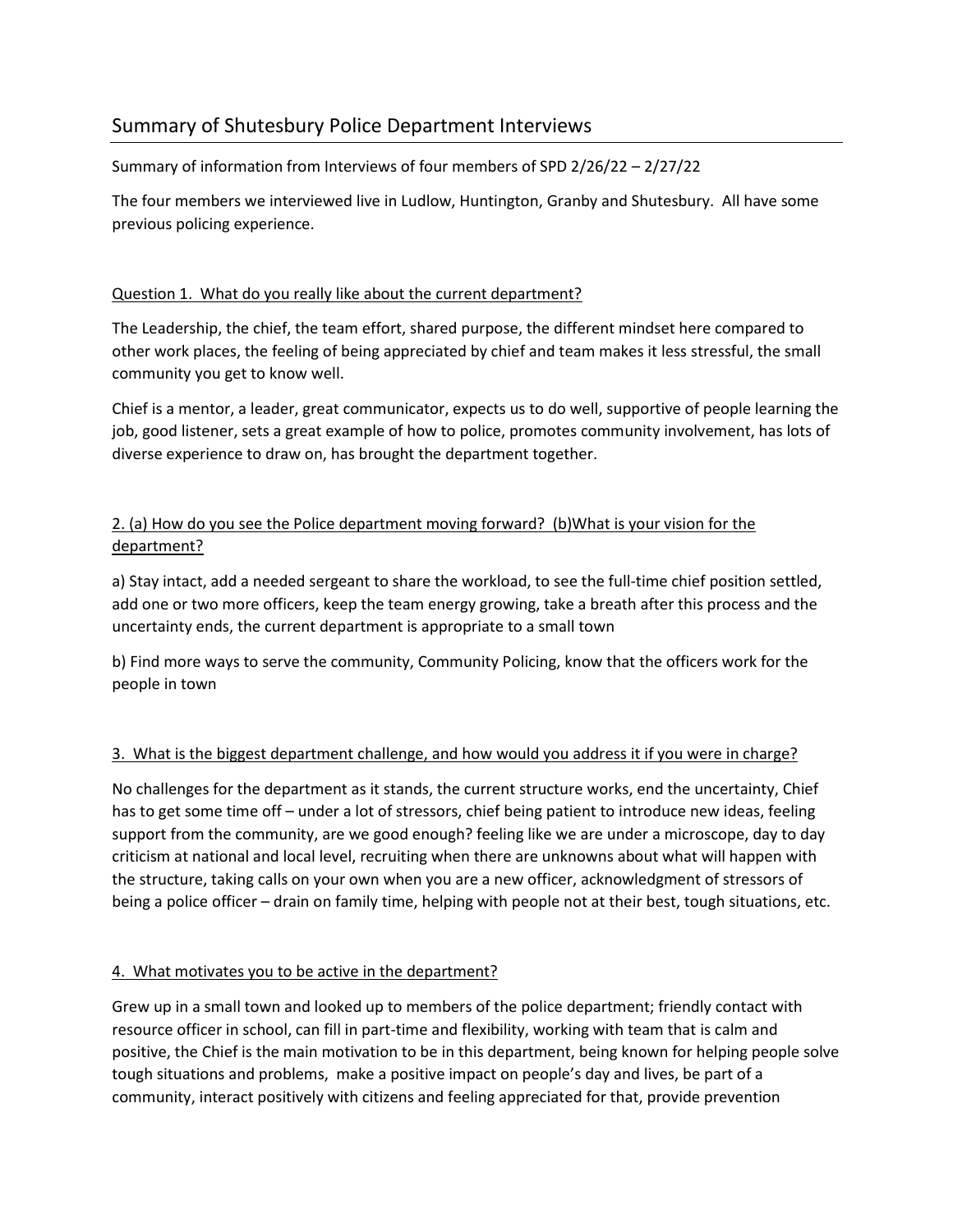# Summary of Shutesbury Police Department Interviews

Summary of information from Interviews of four members of SPD 2/26/22 – 2/27/22

The four members we interviewed live in Ludlow, Huntington, Granby and Shutesbury. All have some previous policing experience.

Question 1. What do you really like about the current department?

The Leadership, the chief, the team effort, shared purpose, the different mindset here compared to other work places, the feeling of being appreciated by chief and team makes it less stressful, the small community you get to know well.

Chief is a mentor, a leader, great communicator, expects us to do well, supportive of people learning the job, good listener, sets a great example of how to police, promotes community involvement, has lots of diverse experience to draw on, has brought the department together.

2. (a) How do you see the Police department moving forward? (b)What is your vision for the department?

a) Stay intact, add a needed sergeant to share the workload, to see the full-time chief position settled, add one or two more officers, keep the team energy growing, take a breath after this process and the uncertainty ends, the current department is appropriate to a small town

b) Find more ways to serve the community, Community Policing, know that the officers work for the people in town

3. What is the biggest department challenge, and how would you address it if you were in charge?

No challenges for the department as it stands, the current structure works, end the uncertainty, Chief has to get some time off – under a lot of stressors, chief being patient to introduce new ideas, feeling support from the community, are we good enough? feeling like we are under a microscope, day to day criticism at national and local level, recruiting when there are unknowns about what will happen with the structure, taking calls on your own when you are a new officer, acknowledgment of stressors of being a police officer – drain on family time, helping with people not at their best, tough situations, etc.

4. What motivates you to be active in the department?

Grew up in a small town and looked up to members of the police department; friendly contact with resource officer in school, can fill in part-time and flexibility, working with team that is calm and positive, the Chief is the main motivation to be in this department, being known for helping people solve tough situations and problems, make a positive impact on people's day and lives, be part of a community, interact positively with citizens and feeling appreciated for that, provide prevention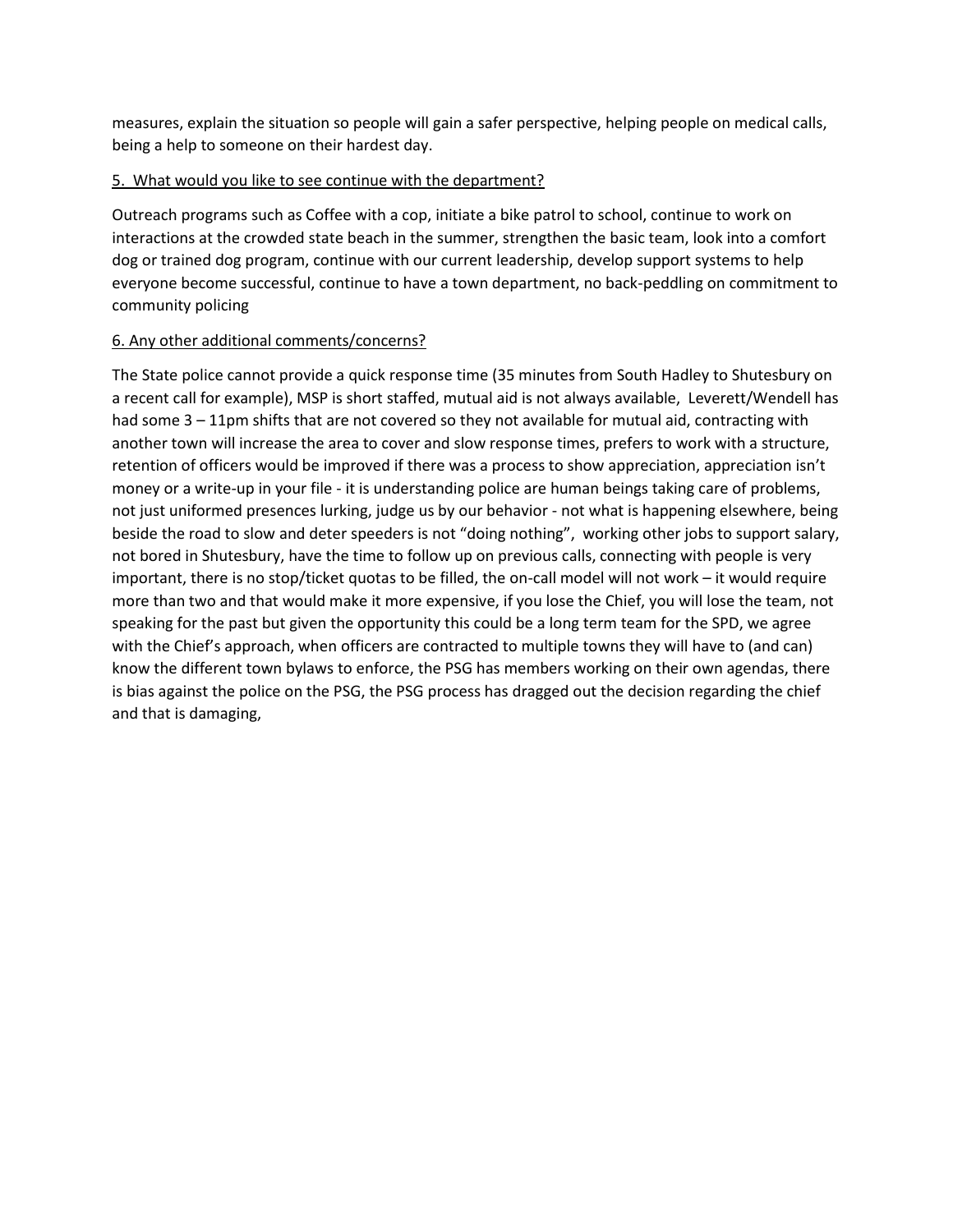measures, explain the situation so people will gain a safer perspective, helping people on medical calls, being a help to someone on their hardest day.

<u>5. What would you like to see continue with the department?</u>

Outreach programs such as Coffee with a cop, initiate a bike patrol to school, continue to work on interactions at the crowded state beach in the summer, strengthen the basic team, look into a comfort dog or trained dog program, continue with our current leadership, develop support systems to help everyone become successful, continue to have a town department, no back-peddling on commitment to community policing

<u>6. Any other additional comments/concerns?</u>

The State police cannot provide a quick response time (35 minutes from South Hadley to Shutesbury on a recent call for example), MSP is short staffed, mutual aid is not always available, Leverett/Wendell has had some 3 – 11pm shifts that are not covered so they not available for mutual aid, contracting with another town will increase the area to cover and slow response times, prefers to work with a structure, retention of officers would be improved if there was a process to show appreciation, appreciation isn't money or a write-up in your file - it is understanding police are human beings taking care of problems, not just uniformed presences lurking, judge us by our behavior - not what is happening elsewhere, being beside the road to slow and deter speeders is not "doing nothing", working other jobs to support salary, not bored in Shutesbury, have the time to follow up on previous calls, connecting with people is very important, there is no stop/ticket quotas to be filled, the on-call model will not work – it would require more than two and that would make it more expensive, if you lose the Chief, you will lose the team, not speaking for the past but given the opportunity this could be a long term team for the SPD, we agree with the Chief's approach, when officers are contracted to multiple towns they will have to (and can) know the different town bylaws to enforce, the PSG has members working on their own agendas, there is bias against the police on the PSG, the PSG process has dragged out the decision regarding the chief and that is damaging,